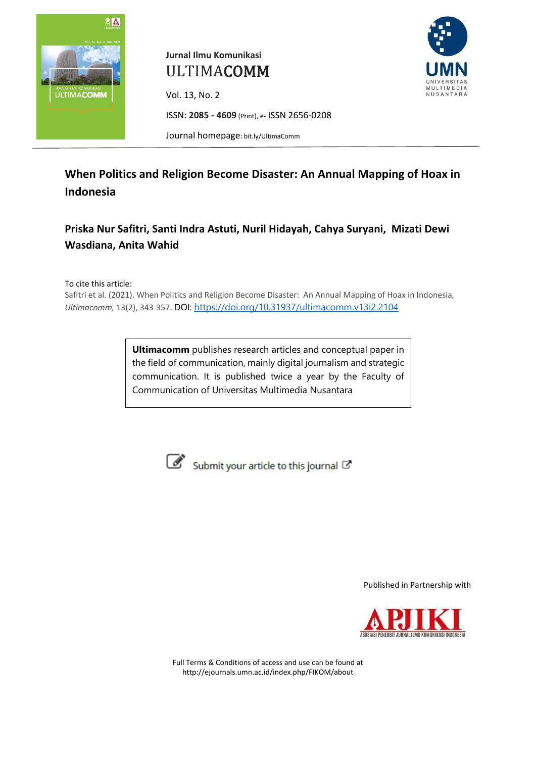Jurnal Ilmu Komunikasi

ULTIMACOMM

Vol. 13, No. 2

ISSN: **2085 - 4609** (Print), e- ISSN 2656-0208

Journal homepage: bit.ly/UltimaComm

# When Politics and Religion Become Disaster: An Annual Mapping of Hoax in Indonesia

**Priska Nur Safitri, Santi Indra Astuti, Nuril Hidayah, Cahya Suryani, Mizati Dewi Wasdiana, Anita Wahid**

To cite this article:

Safitri et al. (2021). When Politics and Religion Become Disaster: An Annual Mapping of Hoax in Indonesia, *Ultimacomm,* 13(2), 343-357. DOI: https://doi.org/10.31937/ultimacomm.v13i2.2104

**Ultimacomm** publishes research articles and conceptual paper in the field of communication, mainly digital journalism and strategic communication. It is published twice a year by the Faculty of Communication of Universitas Multimedia Nusantara

Submit your article to this journal

Published in Partnership with

APJIKI

ASOSIASI PENERBIT JURNAL ILMU KOMUNIKASI INDONESIA

Full Terms & Conditions of access and use can be found at http://ejournals.umn.ac.id/index.php/FIKOM/about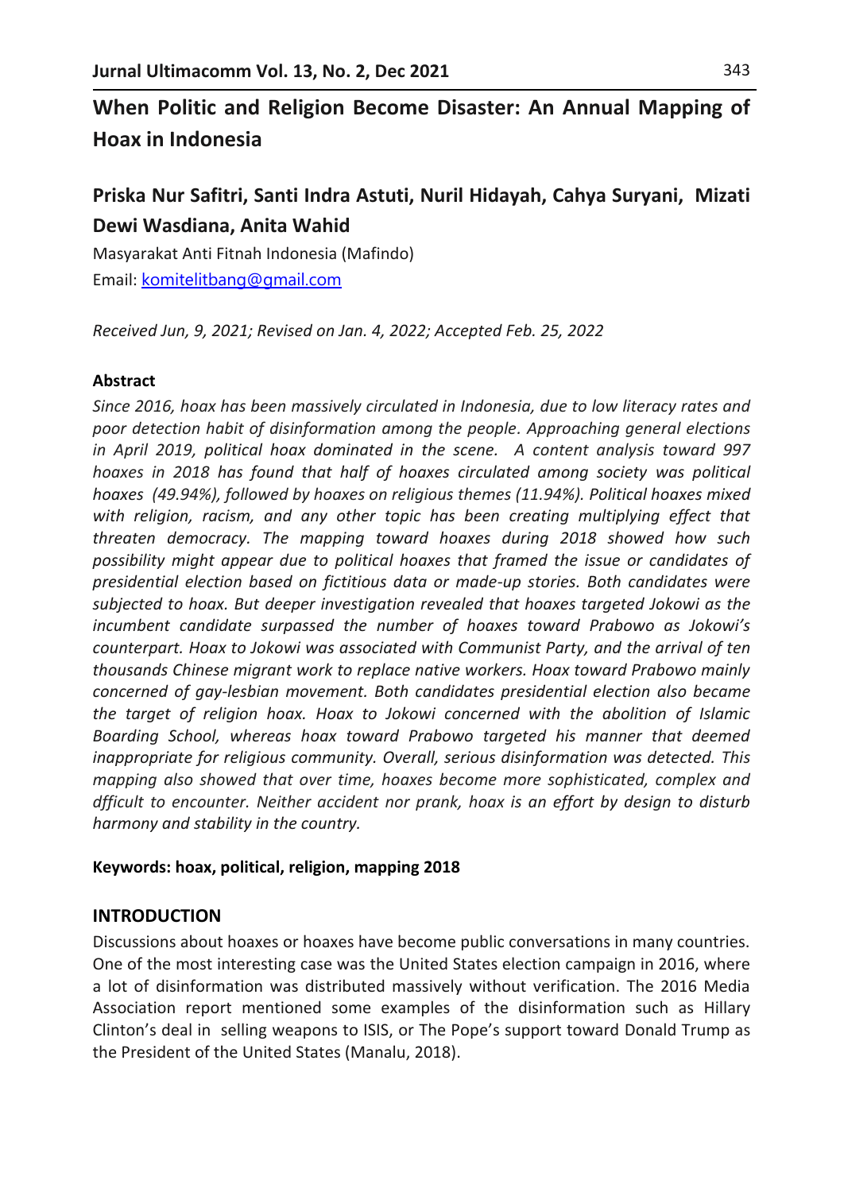# When Politic and Religion Become Disaster: An Annual Mapping of Hoax in Indonesia

## Priska Nur Safitri, Santi Indra Astuti, Nuril Hidayah, Cahya Suryani, Mizati Dewi Wasdiana, Anita Wahid

Masyarakat Anti Fitnah Indonesia (Mafindo)
Email: komitelitbang@gmail.com

*Received Jun, 9, 2021; Revised on Jan. 4, 2022; Accepted Feb. 25, 2022*

### Abstract

*Since 2016, hoax has been massively circulated in Indonesia, due to low literacy rates and poor detection habit of disinformation among the people. Approaching general elections in April 2019, political hoax dominated in the scene. A content analysis toward 997 hoaxes in 2018 has found that half of hoaxes circulated among society was political hoaxes (49.94%), followed by hoaxes on religious themes (11.94%). Political hoaxes mixed with religion, racism, and any other topic has been creating multiplying effect that threaten democracy. The mapping toward hoaxes during 2018 showed how such possibility might appear due to political hoaxes that framed the issue or candidates of presidential election based on fictitious data or made-up stories. Both candidates were subjected to hoax. But deeper investigation revealed that hoaxes targeted Jokowi as the incumbent candidate surpassed the number of hoaxes toward Prabowo as Jokowi's counterpart. Hoax to Jokowi was associated with Communist Party, and the arrival of ten thousands Chinese migrant work to replace native workers. Hoax toward Prabowo mainly concerned of gay-lesbian movement. Both candidates presidential election also became the target of religion hoax. Hoax to Jokowi concerned with the abolition of Islamic Boarding School, whereas hoax toward Prabowo targeted his manner that deemed inappropriate for religious community. Overall, serious disinformation was detected. This mapping also showed that over time, hoaxes become more sophisticated, complex and dfficult to encounter. Neither accident nor prank, hoax is an effort by design to disturb harmony and stability in the country.*

**Keywords: hoax, political, religion, mapping 2018**

### INTRODUCTION

Discussions about hoaxes or hoaxes have become public conversations in many countries. One of the most interesting case was the United States election campaign in 2016, where a lot of disinformation was distributed massively without verification. The 2016 Media Association report mentioned some examples of the disinformation such as Hillary Clinton's deal in selling weapons to ISIS, or The Pope's support toward Donald Trump as the President of the United States (Manalu, 2018).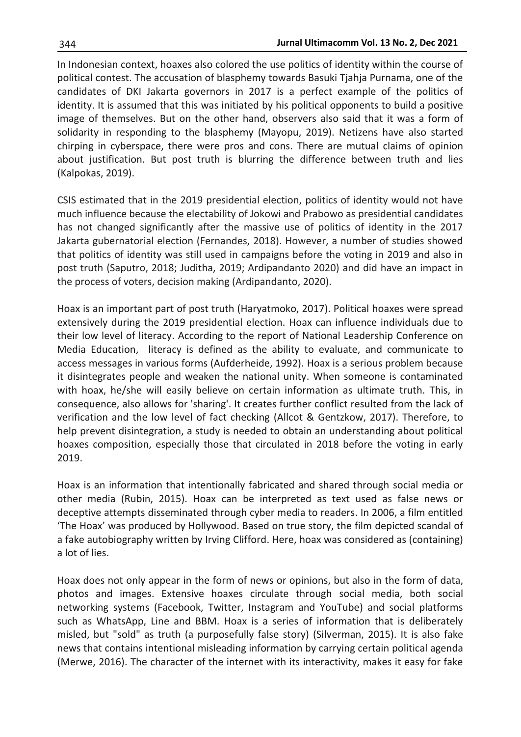In Indonesian context, hoaxes also colored the use politics of identity within the course of political contest. The accusation of blasphemy towards Basuki Tjahja Purnama, one of the candidates of DKI Jakarta governors in 2017 is a perfect example of the politics of identity. It is assumed that this was initiated by his political opponents to build a positive image of themselves. But on the other hand, observers also said that it was a form of solidarity in responding to the blasphemy (Mayopu, 2019). Netizens have also started chirping in cyberspace, there were pros and cons. There are mutual claims of opinion about justification. But post truth is blurring the difference between truth and lies (Kalpokas, 2019).

CSIS estimated that in the 2019 presidential election, politics of identity would not have much influence because the electability of Jokowi and Prabowo as presidential candidates has not changed significantly after the massive use of politics of identity in the 2017 Jakarta gubernatorial election (Fernandes, 2018). However, a number of studies showed that politics of identity was still used in campaigns before the voting in 2019 and also in post truth (Saputro, 2018; Juditha, 2019; Ardipandanto 2020) and did have an impact in the process of voters, decision making (Ardipandanto, 2020).

Hoax is an important part of post truth (Haryatmoko, 2017). Political hoaxes were spread extensively during the 2019 presidential election. Hoax can influence individuals due to their low level of literacy. According to the report of National Leadership Conference on Media Education, literacy is defined as the ability to evaluate, and communicate to access messages in various forms (Aufderheide, 1992). Hoax is a serious problem because it disintegrates people and weaken the national unity. When someone is contaminated with hoax, he/she will easily believe on certain information as ultimate truth. This, in consequence, also allows for 'sharing'. It creates further conflict resulted from the lack of verification and the low level of fact checking (Allcot & Gentzkow, 2017). Therefore, to help prevent disintegration, a study is needed to obtain an understanding about political hoaxes composition, especially those that circulated in 2018 before the voting in early 2019.

Hoax is an information that intentionally fabricated and shared through social media or other media (Rubin, 2015). Hoax can be interpreted as text used as false news or deceptive attempts disseminated through cyber media to readers. In 2006, a film entitled 'The Hoax' was produced by Hollywood. Based on true story, the film depicted scandal of a fake autobiography written by Irving Clifford. Here, hoax was considered as (containing) a lot of lies.

Hoax does not only appear in the form of news or opinions, but also in the form of data, photos and images. Extensive hoaxes circulate through social media, both social networking systems (Facebook, Twitter, Instagram and YouTube) and social platforms such as WhatsApp, Line and BBM. Hoax is a series of information that is deliberately misled, but "sold" as truth (a purposefully false story) (Silverman, 2015). It is also fake news that contains intentional misleading information by carrying certain political agenda (Merwe, 2016). The character of the internet with its interactivity, makes it easy for fake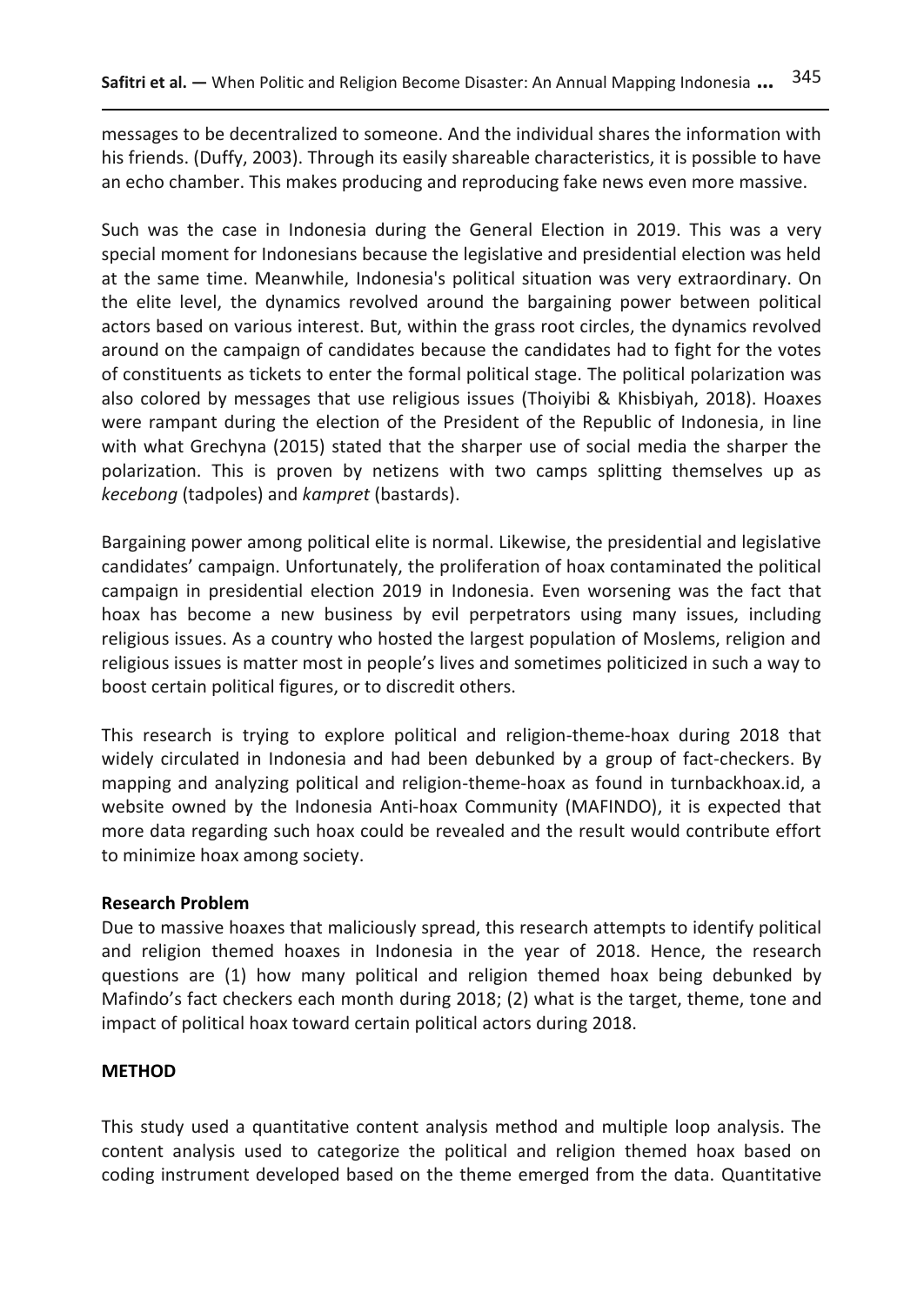messages to be decentralized to someone. And the individual shares the information with his friends. (Duffy, 2003). Through its easily shareable characteristics, it is possible to have an echo chamber. This makes producing and reproducing fake news even more massive.

Such was the case in Indonesia during the General Election in 2019. This was a very special moment for Indonesians because the legislative and presidential election was held at the same time. Meanwhile, Indonesia's political situation was very extraordinary. On the elite level, the dynamics revolved around the bargaining power between political actors based on various interest. But, within the grass root circles, the dynamics revolved around on the campaign of candidates because the candidates had to fight for the votes of constituents as tickets to enter the formal political stage. The political polarization was also colored by messages that use religious issues (Thoiyibi & Khisbiyah, 2018). Hoaxes were rampant during the election of the President of the Republic of Indonesia, in line with what Grechyna (2015) stated that the sharper use of social media the sharper the polarization. This is proven by netizens with two camps splitting themselves up as *kecebong* (tadpoles) and *kampret* (bastards).

Bargaining power among political elite is normal. Likewise, the presidential and legislative candidates' campaign. Unfortunately, the proliferation of hoax contaminated the political campaign in presidential election 2019 in Indonesia. Even worsening was the fact that hoax has become a new business by evil perpetrators using many issues, including religious issues. As a country who hosted the largest population of Moslems, religion and religious issues is matter most in people's lives and sometimes politicized in such a way to boost certain political figures, or to discredit others.

This research is trying to explore political and religion-theme-hoax during 2018 that widely circulated in Indonesia and had been debunked by a group of fact-checkers. By mapping and analyzing political and religion-theme-hoax as found in turnbackhoax.id, a website owned by the Indonesia Anti-hoax Community (MAFINDO), it is expected that more data regarding such hoax could be revealed and the result would contribute effort to minimize hoax among society.

**Research Problem**

Due to massive hoaxes that maliciously spread, this research attempts to identify political and religion themed hoaxes in Indonesia in the year of 2018. Hence, the research questions are (1) how many political and religion themed hoax being debunked by Mafindo's fact checkers each month during 2018; (2) what is the target, theme, tone and impact of political hoax toward certain political actors during 2018.

## METHOD

This study used a quantitative content analysis method and multiple loop analysis. The content analysis used to categorize the political and religion themed hoax based on coding instrument developed based on the theme emerged from the data. Quantitative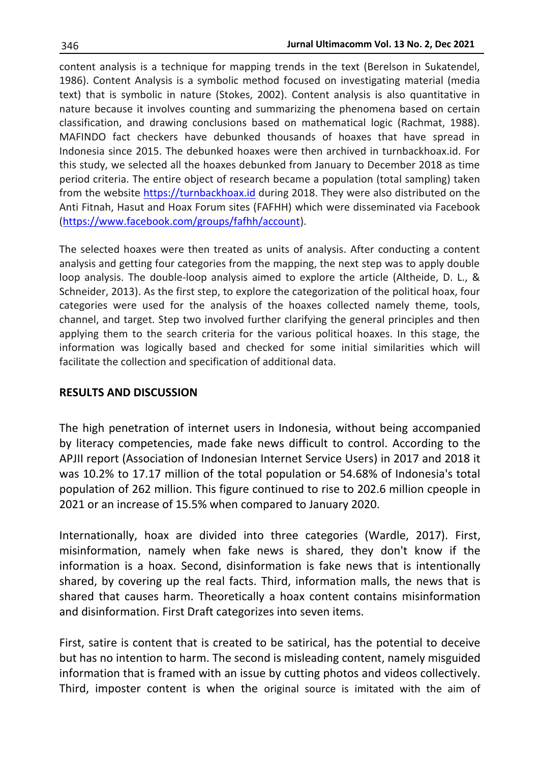content analysis is a technique for mapping trends in the text (Berelson in Sukatendel, 1986). Content Analysis is a symbolic method focused on investigating material (media text) that is symbolic in nature (Stokes, 2002). Content analysis is also quantitative in nature because it involves counting and summarizing the phenomena based on certain classification, and drawing conclusions based on mathematical logic (Rachmat, 1988). MAFINDO fact checkers have debunked thousands of hoaxes that have spread in Indonesia since 2015. The debunked hoaxes were then archived in turnbackhoax.id. For this study, we selected all the hoaxes debunked from January to December 2018 as time period criteria. The entire object of research became a population (total sampling) taken from the website https://turnbackhoax.id during 2018. They were also distributed on the Anti Fitnah, Hasut and Hoax Forum sites (FAFHH) which were disseminated via Facebook (https://www.facebook.com/groups/fafhh/account).

The selected hoaxes were then treated as units of analysis. After conducting a content analysis and getting four categories from the mapping, the next step was to apply double loop analysis. The double-loop analysis aimed to explore the article (Altheide, D. L., & Schneider, 2013). As the first step, to explore the categorization of the political hoax, four categories were used for the analysis of the hoaxes collected namely theme, tools, channel, and target. Step two involved further clarifying the general principles and then applying them to the search criteria for the various political hoaxes. In this stage, the information was logically based and checked for some initial similarities which will facilitate the collection and specification of additional data.

## RESULTS AND DISCUSSION

The high penetration of internet users in Indonesia, without being accompanied by literacy competencies, made fake news difficult to control. According to the APJII report (Association of Indonesian Internet Service Users) in 2017 and 2018 it was 10.2% to 17.17 million of the total population or 54.68% of Indonesia's total population of 262 million. This figure continued to rise to 202.6 million cpeople in 2021 or an increase of 15.5% when compared to January 2020.

Internationally, hoax are divided into three categories (Wardle, 2017). First, misinformation, namely when fake news is shared, they don't know if the information is a hoax. Second, disinformation is fake news that is intentionally shared, by covering up the real facts. Third, information malls, the news that is shared that causes harm. Theoretically a hoax content contains misinformation and disinformation. First Draft categorizes into seven items.

First, satire is content that is created to be satirical, has the potential to deceive but has no intention to harm. The second is misleading content, namely misguided information that is framed with an issue by cutting photos and videos collectively. Third, imposter content is when the original source is imitated with the aim of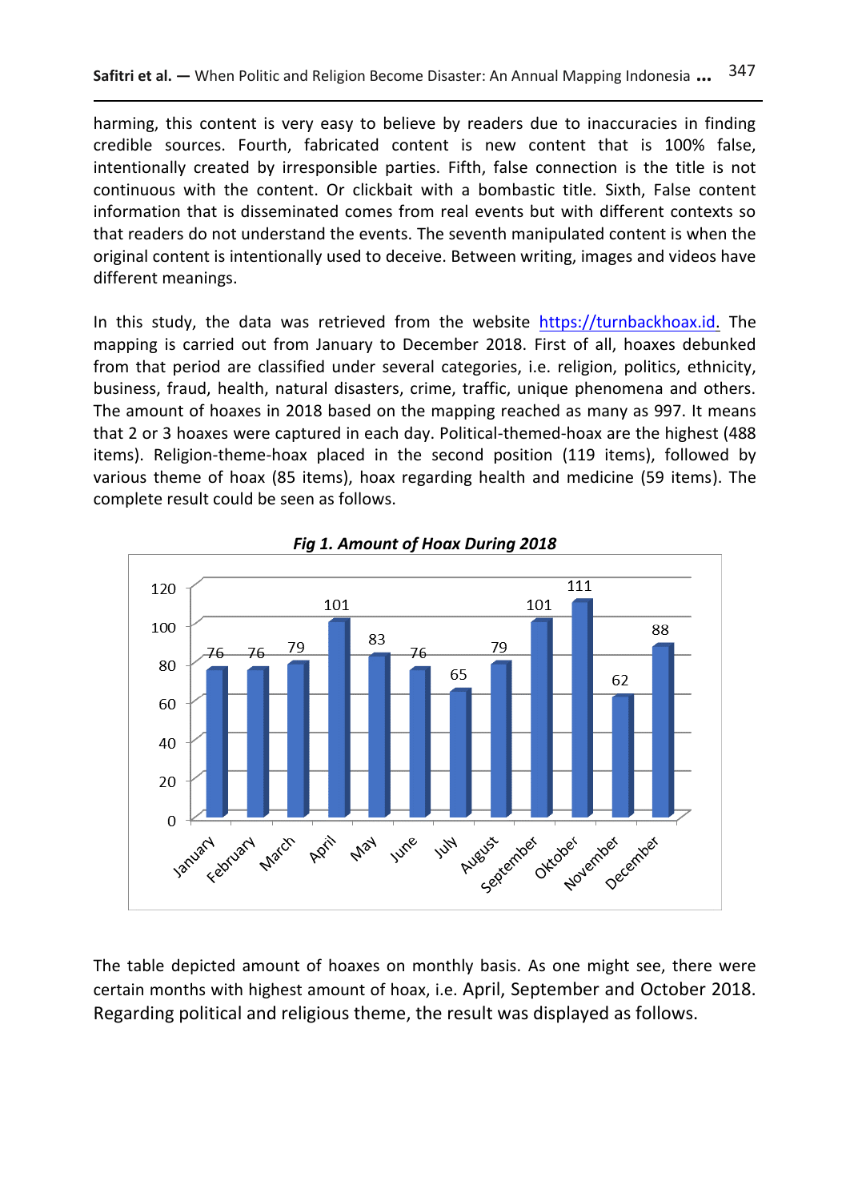harming, this content is very easy to believe by readers due to inaccuracies in finding credible sources. Fourth, fabricated content is new content that is 100% false, intentionally created by irresponsible parties. Fifth, false connection is the title is not continuous with the content. Or clickbait with a bombastic title. Sixth, False content information that is disseminated comes from real events but with different contexts so that readers do not understand the events. The seventh manipulated content is when the original content is intentionally used to deceive. Between writing, images and videos have different meanings.

In this study, the data was retrieved from the website https://turnbackhoax.id. The mapping is carried out from January to December 2018. First of all, hoaxes debunked from that period are classified under several categories, i.e. religion, politics, ethnicity, business, fraud, health, natural disasters, crime, traffic, unique phenomena and others. The amount of hoaxes in 2018 based on the mapping reached as many as 997. It means that 2 or 3 hoaxes were captured in each day. Political-themed-hoax are the highest (488 items). Religion-theme-hoax placed in the second position (119 items), followed by various theme of hoax (85 items), hoax regarding health and medicine (59 items). The complete result could be seen as follows.

***Fig 1. Amount of Hoax During 2018***

| Month | Amount |
|---|---|
| January | 76 |
| February | 76 |
| March | 79 |
| April | 101 |
| May | 83 |
| June | 76 |
| July | 65 |
| August | 79 |
| September | 101 |
| Oktober | 111 |
| November | 62 |
| December | 88 |

The table depicted amount of hoaxes on monthly basis. As one might see, there were certain months with highest amount of hoax, i.e. April, September and October 2018. Regarding political and religious theme, the result was displayed as follows.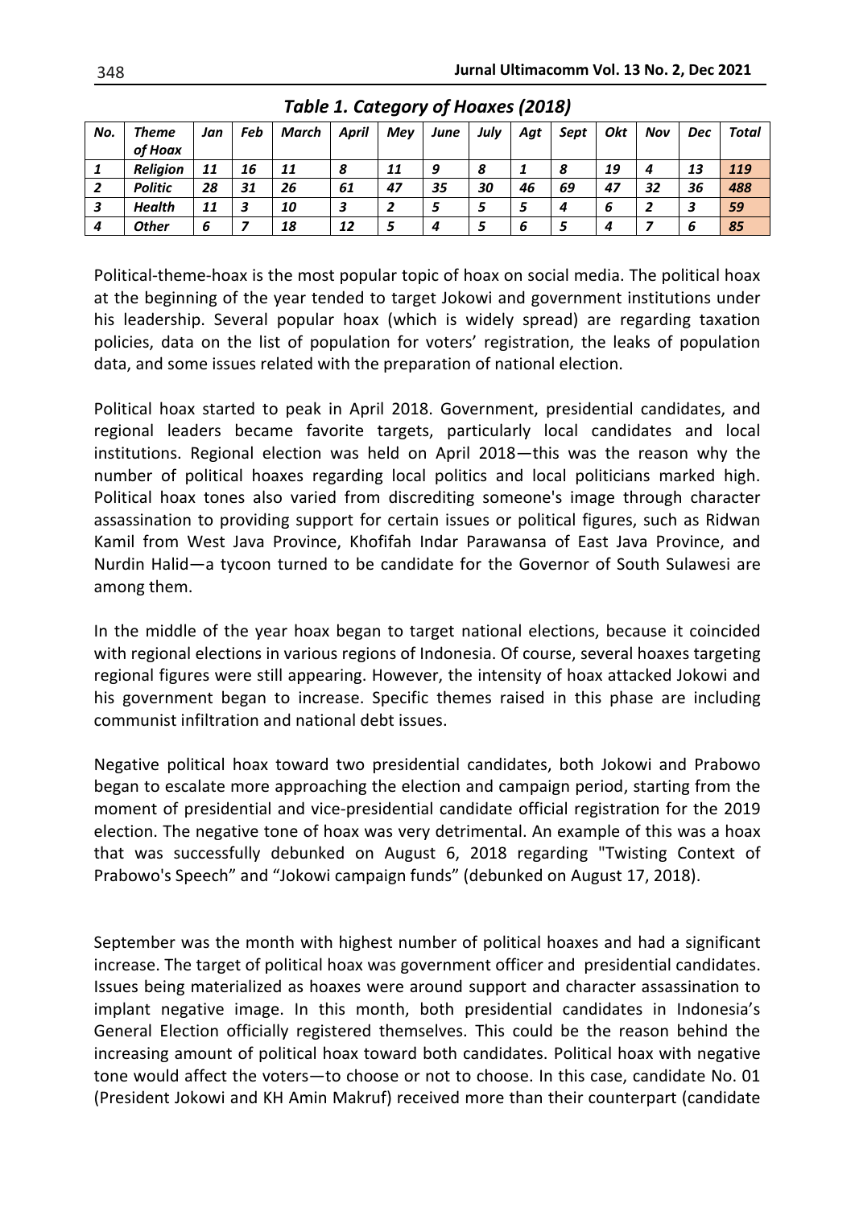*Table 1. Category of Hoaxes (2018)*

| *No.* | *Theme of Hoax* | *Jan* | *Feb* | *March* | *April* | *Mey* | *June* | *July* | *Agt* | *Sept* | *Okt* | *Nov* | *Dec* | *Total* |
|---|---|---|---|---|---|---|---|---|---|---|---|---|---|---|
| *1* | *Religion* | *11* | *16* | *11* | *8* | *11* | *9* | *8* | *1* | *8* | *19* | *4* | *13* | *119* |
| *2* | *Politic* | *28* | *31* | *26* | *61* | *47* | *35* | *30* | *46* | *69* | *47* | *32* | *36* | *488* |
| *3* | *Health* | *11* | *3* | *10* | *3* | *2* | *5* | *5* | *5* | *4* | *6* | *2* | *3* | *59* |
| *4* | *Other* | *6* | *7* | *18* | *12* | *5* | *4* | *5* | *6* | *5* | *4* | *7* | *6* | *85* |

Political-theme-hoax is the most popular topic of hoax on social media. The political hoax at the beginning of the year tended to target Jokowi and government institutions under his leadership. Several popular hoax (which is widely spread) are regarding taxation policies, data on the list of population for voters' registration, the leaks of population data, and some issues related with the preparation of national election.

Political hoax started to peak in April 2018. Government, presidential candidates, and regional leaders became favorite targets, particularly local candidates and local institutions. Regional election was held on April 2018—this was the reason why the number of political hoaxes regarding local politics and local politicians marked high. Political hoax tones also varied from discrediting someone's image through character assassination to providing support for certain issues or political figures, such as Ridwan Kamil from West Java Province, Khofifah Indar Parawansa of East Java Province, and Nurdin Halid—a tycoon turned to be candidate for the Governor of South Sulawesi are among them.

In the middle of the year hoax began to target national elections, because it coincided with regional elections in various regions of Indonesia. Of course, several hoaxes targeting regional figures were still appearing. However, the intensity of hoax attacked Jokowi and his government began to increase. Specific themes raised in this phase are including communist infiltration and national debt issues.

Negative political hoax toward two presidential candidates, both Jokowi and Prabowo began to escalate more approaching the election and campaign period, starting from the moment of presidential and vice-presidential candidate official registration for the 2019 election. The negative tone of hoax was very detrimental. An example of this was a hoax that was successfully debunked on August 6, 2018 regarding "Twisting Context of Prabowo's Speech" and "Jokowi campaign funds" (debunked on August 17, 2018).

September was the month with highest number of political hoaxes and had a significant increase. The target of political hoax was government officer and presidential candidates. Issues being materialized as hoaxes were around support and character assassination to implant negative image. In this month, both presidential candidates in Indonesia's General Election officially registered themselves. This could be the reason behind the increasing amount of political hoax toward both candidates. Political hoax with negative tone would affect the voters—to choose or not to choose. In this case, candidate No. 01 (President Jokowi and KH Amin Makruf) received more than their counterpart (candidate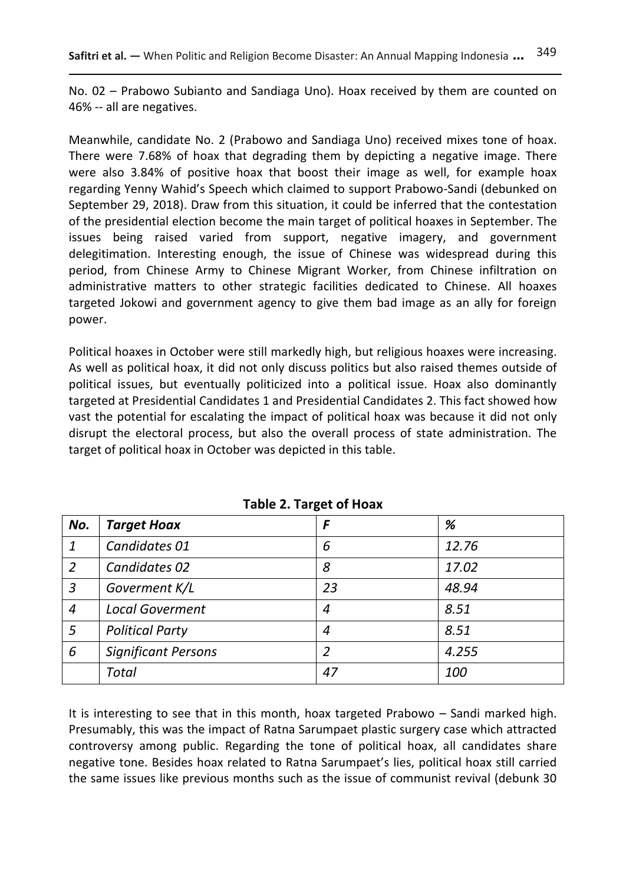No. 02 – Prabowo Subianto and Sandiaga Uno). Hoax received by them are counted on 46% -- all are negatives.

Meanwhile, candidate No. 2 (Prabowo and Sandiaga Uno) received mixes tone of hoax. There were 7.68% of hoax that degrading them by depicting a negative image. There were also 3.84% of positive hoax that boost their image as well, for example hoax regarding Yenny Wahid's Speech which claimed to support Prabowo-Sandi (debunked on September 29, 2018). Draw from this situation, it could be inferred that the contestation of the presidential election become the main target of political hoaxes in September. The issues being raised varied from support, negative imagery, and government delegitimation. Interesting enough, the issue of Chinese was widespread during this period, from Chinese Army to Chinese Migrant Worker, from Chinese infiltration on administrative matters to other strategic facilities dedicated to Chinese. All hoaxes targeted Jokowi and government agency to give them bad image as an ally for foreign power.

Political hoaxes in October were still markedly high, but religious hoaxes were increasing. As well as political hoax, it did not only discuss politics but also raised themes outside of political issues, but eventually politicized into a political issue. Hoax also dominantly targeted at Presidential Candidates 1 and Presidential Candidates 2. This fact showed how vast the potential for escalating the impact of political hoax was because it did not only disrupt the electoral process, but also the overall process of state administration. The target of political hoax in October was depicted in this table.

**Table 2. Target of Hoax**

| *No.* | *Target Hoax* | *F* | *%* |
|---|---|---|---|
| *1* | *Candidates 01* | *6* | *12.76* |
| *2* | *Candidates 02* | *8* | *17.02* |
| *3* | *Goverment K/L* | *23* | *48.94* |
| *4* | *Local Goverment* | *4* | *8.51* |
| *5* | *Political Party* | *4* | *8.51* |
| *6* | *Significant Persons* | *2* | *4.255* |
| | *Total* | *47* | *100* |

It is interesting to see that in this month, hoax targeted Prabowo – Sandi marked high. Presumably, this was the impact of Ratna Sarumpaet plastic surgery case which attracted controversy among public. Regarding the tone of political hoax, all candidates share negative tone. Besides hoax related to Ratna Sarumpaet's lies, political hoax still carried the same issues like previous months such as the issue of communist revival (debunk 30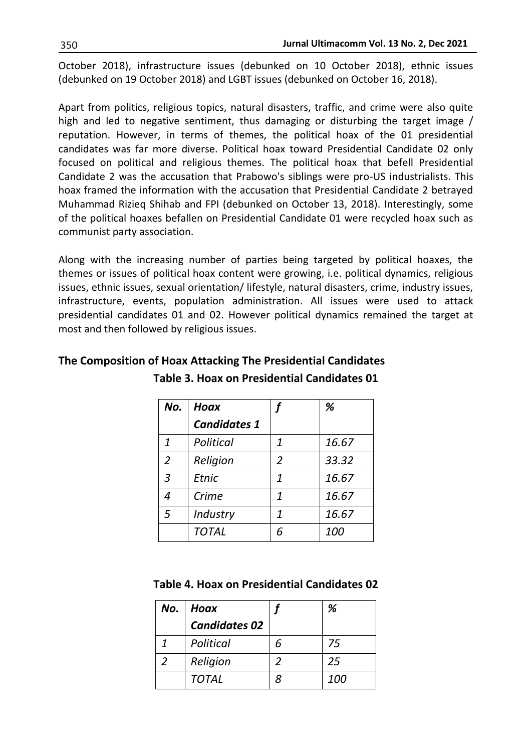October 2018), infrastructure issues (debunked on 10 October 2018), ethnic issues (debunked on 19 October 2018) and LGBT issues (debunked on October 16, 2018).

Apart from politics, religious topics, natural disasters, traffic, and crime were also quite high and led to negative sentiment, thus damaging or disturbing the target image / reputation. However, in terms of themes, the political hoax of the 01 presidential candidates was far more diverse. Political hoax toward Presidential Candidate 02 only focused on political and religious themes. The political hoax that befell Presidential Candidate 2 was the accusation that Prabowo's siblings were pro-US industrialists. This hoax framed the information with the accusation that Presidential Candidate 2 betrayed Muhammad Rizieq Shihab and FPI (debunked on October 13, 2018). Interestingly, some of the political hoaxes befallen on Presidential Candidate 01 were recycled hoax such as communist party association.

Along with the increasing number of parties being targeted by political hoaxes, the themes or issues of political hoax content were growing, i.e. political dynamics, religious issues, ethnic issues, sexual orientation/ lifestyle, natural disasters, crime, industry issues, infrastructure, events, population administration. All issues were used to attack presidential candidates 01 and 02. However political dynamics remained the target at most and then followed by religious issues.

## The Composition of Hoax Attacking The Presidential Candidates

**Table 3. Hoax on Presidential Candidates 01**

| *No.* | *Hoax Candidates 1* | *f* | *%* |
|---|---|---|---|
| *1* | *Political* | *1* | *16.67* |
| *2* | *Religion* | *2* | *33.32* |
| *3* | *Etnic* | *1* | *16.67* |
| *4* | *Crime* | *1* | *16.67* |
| *5* | *Industry* | *1* | *16.67* |
| | *TOTAL* | *6* | *100* |

**Table 4. Hoax on Presidential Candidates 02**

| *No.* | *Hoax Candidates 02* | *f* | *%* |
|---|---|---|---|
| *1* | *Political* | *6* | *75* |
| *2* | *Religion* | *2* | *25* |
| | *TOTAL* | *8* | *100* |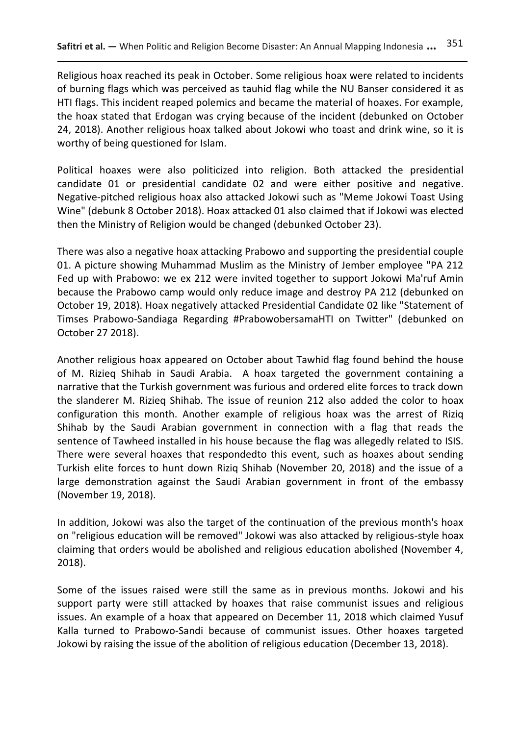Religious hoax reached its peak in October. Some religious hoax were related to incidents of burning flags which was perceived as tauhid flag while the NU Banser considered it as HTI flags. This incident reaped polemics and became the material of hoaxes. For example, the hoax stated that Erdogan was crying because of the incident (debunked on October 24, 2018). Another religious hoax talked about Jokowi who toast and drink wine, so it is worthy of being questioned for Islam.

Political hoaxes were also politicized into religion. Both attacked the presidential candidate 01 or presidential candidate 02 and were either positive and negative. Negative-pitched religious hoax also attacked Jokowi such as "Meme Jokowi Toast Using Wine" (debunk 8 October 2018). Hoax attacked 01 also claimed that if Jokowi was elected then the Ministry of Religion would be changed (debunked October 23).

There was also a negative hoax attacking Prabowo and supporting the presidential couple 01. A picture showing Muhammad Muslim as the Ministry of Jember employee "PA 212 Fed up with Prabowo: we ex 212 were invited together to support Jokowi Ma'ruf Amin because the Prabowo camp would only reduce image and destroy PA 212 (debunked on October 19, 2018). Hoax negatively attacked Presidential Candidate 02 like "Statement of Timses Prabowo-Sandiaga Regarding #PrabowobersamaHTI on Twitter" (debunked on October 27 2018).

Another religious hoax appeared on October about Tawhid flag found behind the house of M. Rizieq Shihab in Saudi Arabia. A hoax targeted the government containing a narrative that the Turkish government was furious and ordered elite forces to track down the slanderer M. Rizieq Shihab. The issue of reunion 212 also added the color to hoax configuration this month. Another example of religious hoax was the arrest of Riziq Shihab by the Saudi Arabian government in connection with a flag that reads the sentence of Tawheed installed in his house because the flag was allegedly related to ISIS. There were several hoaxes that respondedto this event, such as hoaxes about sending Turkish elite forces to hunt down Riziq Shihab (November 20, 2018) and the issue of a large demonstration against the Saudi Arabian government in front of the embassy (November 19, 2018).

In addition, Jokowi was also the target of the continuation of the previous month's hoax on "religious education will be removed" Jokowi was also attacked by religious-style hoax claiming that orders would be abolished and religious education abolished (November 4, 2018).

Some of the issues raised were still the same as in previous months. Jokowi and his support party were still attacked by hoaxes that raise communist issues and religious issues. An example of a hoax that appeared on December 11, 2018 which claimed Yusuf Kalla turned to Prabowo-Sandi because of communist issues. Other hoaxes targeted Jokowi by raising the issue of the abolition of religious education (December 13, 2018).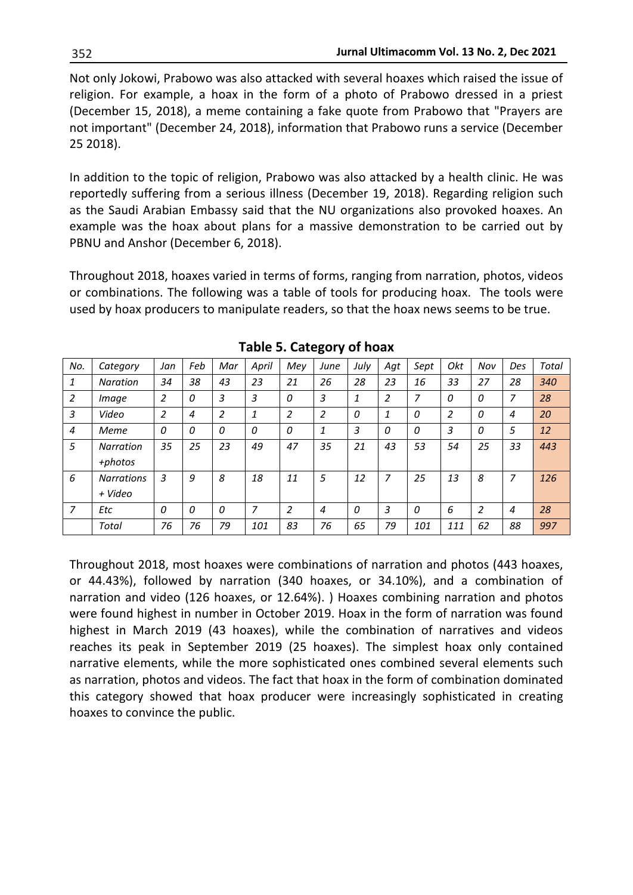Not only Jokowi, Prabowo was also attacked with several hoaxes which raised the issue of religion. For example, a hoax in the form of a photo of Prabowo dressed in a priest (December 15, 2018), a meme containing a fake quote from Prabowo that "Prayers are not important" (December 24, 2018), information that Prabowo runs a service (December 25 2018).

In addition to the topic of religion, Prabowo was also attacked by a health clinic. He was reportedly suffering from a serious illness (December 19, 2018). Regarding religion such as the Saudi Arabian Embassy said that the NU organizations also provoked hoaxes. An example was the hoax about plans for a massive demonstration to be carried out by PBNU and Anshor (December 6, 2018).

Throughout 2018, hoaxes varied in terms of forms, ranging from narration, photos, videos or combinations. The following was a table of tools for producing hoax. The tools were used by hoax producers to manipulate readers, so that the hoax news seems to be true.

**Table 5. Category of hoax**

| *No.* | *Category* | *Jan* | *Feb* | *Mar* | *April* | *Mey* | *June* | *July* | *Agt* | *Sept* | *Okt* | *Nov* | *Des* | *Total* |
|---|---|---|---|---|---|---|---|---|---|---|---|---|---|---|
| *1* | *Naration* | *34* | *38* | *43* | *23* | *21* | *26* | *28* | *23* | *16* | *33* | *27* | *28* | *340* |
| *2* | *Image* | *2* | *0* | *3* | *3* | *0* | *3* | *1* | *2* | *7* | *0* | *0* | *7* | *28* |
| *3* | *Video* | *2* | *4* | *2* | *1* | *2* | *2* | *0* | *1* | *0* | *2* | *0* | *4* | *20* |
| *4* | *Meme* | *0* | *0* | *0* | *0* | *0* | *1* | *3* | *0* | *0* | *3* | *0* | *5* | *12* |
| *5* | *Narration +photos* | *35* | *25* | *23* | *49* | *47* | *35* | *21* | *43* | *53* | *54* | *25* | *33* | *443* |
| *6* | *Narrations + Video* | *3* | *9* | *8* | *18* | *11* | *5* | *12* | *7* | *25* | *13* | *8* | *7* | *126* |
| *7* | *Etc* | *0* | *0* | *0* | *7* | *2* | *4* | *0* | *3* | *0* | *6* | *2* | *4* | *28* |
| | *Total* | *76* | *76* | *79* | *101* | *83* | *76* | *65* | *79* | *101* | *111* | *62* | *88* | *997* |

Throughout 2018, most hoaxes were combinations of narration and photos (443 hoaxes, or 44.43%), followed by narration (340 hoaxes, or 34.10%), and a combination of narration and video (126 hoaxes, or 12.64%). ) Hoaxes combining narration and photos were found highest in number in October 2019. Hoax in the form of narration was found highest in March 2019 (43 hoaxes), while the combination of narratives and videos reaches its peak in September 2019 (25 hoaxes). The simplest hoax only contained narrative elements, while the more sophisticated ones combined several elements such as narration, photos and videos. The fact that hoax in the form of combination dominated this category showed that hoax producer were increasingly sophisticated in creating hoaxes to convince the public.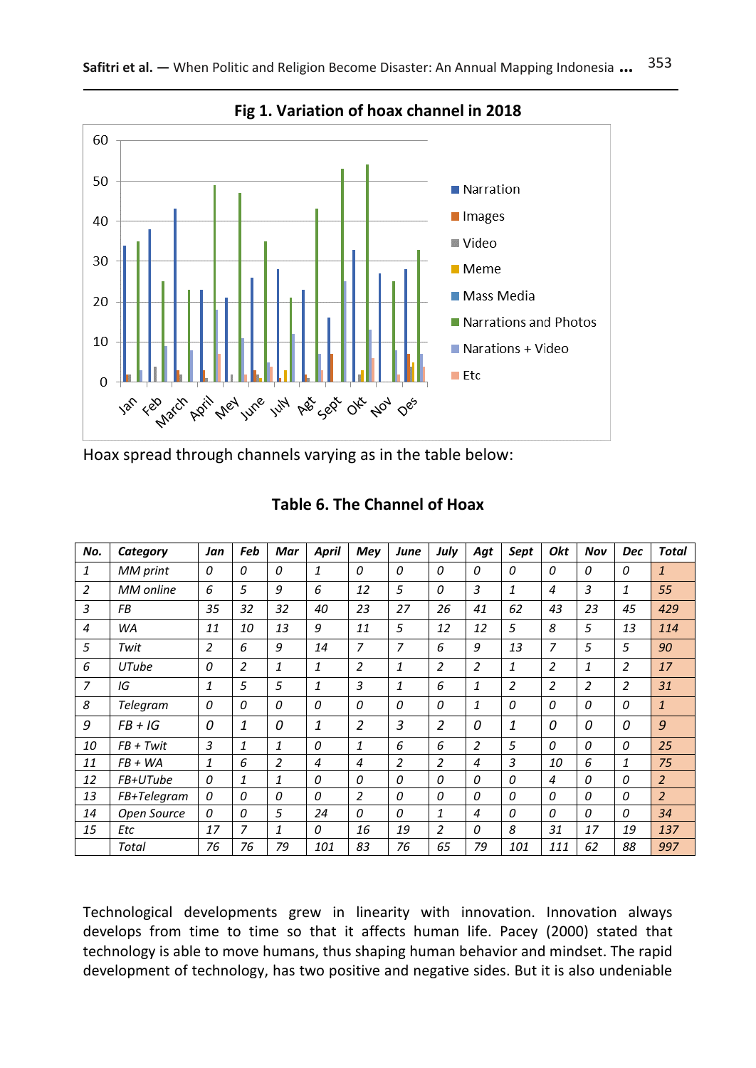**Fig 1. Variation of hoax channel in 2018**

Hoax spread through channels varying as in the table below:

**Table 6. The Channel of Hoax**

| No. | Category | Jan | Feb | Mar | April | Mey | June | July | Agt | Sept | Okt | Nov | Dec | Total |
|---|---|---|---|---|---|---|---|---|---|---|---|---|---|---|
| 1 | MM print | 0 | 0 | 0 | 1 | 0 | 0 | 0 | 0 | 0 | 0 | 0 | 0 | 1 |
| 2 | MM online | 6 | 5 | 9 | 6 | 12 | 5 | 0 | 3 | 1 | 4 | 3 | 1 | 55 |
| 3 | FB | 35 | 32 | 32 | 40 | 23 | 27 | 26 | 41 | 62 | 43 | 23 | 45 | 429 |
| 4 | WA | 11 | 10 | 13 | 9 | 11 | 5 | 12 | 12 | 5 | 8 | 5 | 13 | 114 |
| 5 | Twit | 2 | 6 | 9 | 14 | 7 | 7 | 6 | 9 | 13 | 7 | 5 | 5 | 90 |
| 6 | UTube | 0 | 2 | 1 | 1 | 2 | 1 | 2 | 2 | 1 | 2 | 1 | 2 | 17 |
| 7 | IG | 1 | 5 | 5 | 1 | 3 | 1 | 6 | 1 | 2 | 2 | 2 | 2 | 31 |
| 8 | Telegram | 0 | 0 | 0 | 0 | 0 | 0 | 0 | 1 | 0 | 0 | 0 | 0 | 1 |
| 9 | FB + IG | 0 | 1 | 0 | 1 | 2 | 3 | 2 | 0 | 1 | 0 | 0 | 0 | 9 |
| 10 | FB + Twit | 3 | 1 | 1 | 0 | 1 | 6 | 6 | 2 | 5 | 0 | 0 | 0 | 25 |
| 11 | FB + WA | 1 | 6 | 2 | 4 | 4 | 2 | 2 | 4 | 3 | 10 | 6 | 1 | 75 |
| 12 | FB+UTube | 0 | 1 | 1 | 0 | 0 | 0 | 0 | 0 | 0 | 4 | 0 | 0 | 2 |
| 13 | FB+Telegram | 0 | 0 | 0 | 0 | 2 | 0 | 0 | 0 | 0 | 0 | 0 | 0 | 2 |
| 14 | Open Source | 0 | 0 | 5 | 24 | 0 | 0 | 1 | 4 | 0 | 0 | 0 | 0 | 34 |
| 15 | Etc | 17 | 7 | 1 | 0 | 16 | 19 | 2 | 0 | 8 | 31 | 17 | 19 | 137 |
| | Total | 76 | 76 | 79 | 101 | 83 | 76 | 65 | 79 | 101 | 111 | 62 | 88 | 997 |

Technological developments grew in linearity with innovation. Innovation always develops from time to time so that it affects human life. Pacey (2000) stated that technology is able to move humans, thus shaping human behavior and mindset. The rapid development of technology, has two positive and negative sides. But it is also undeniable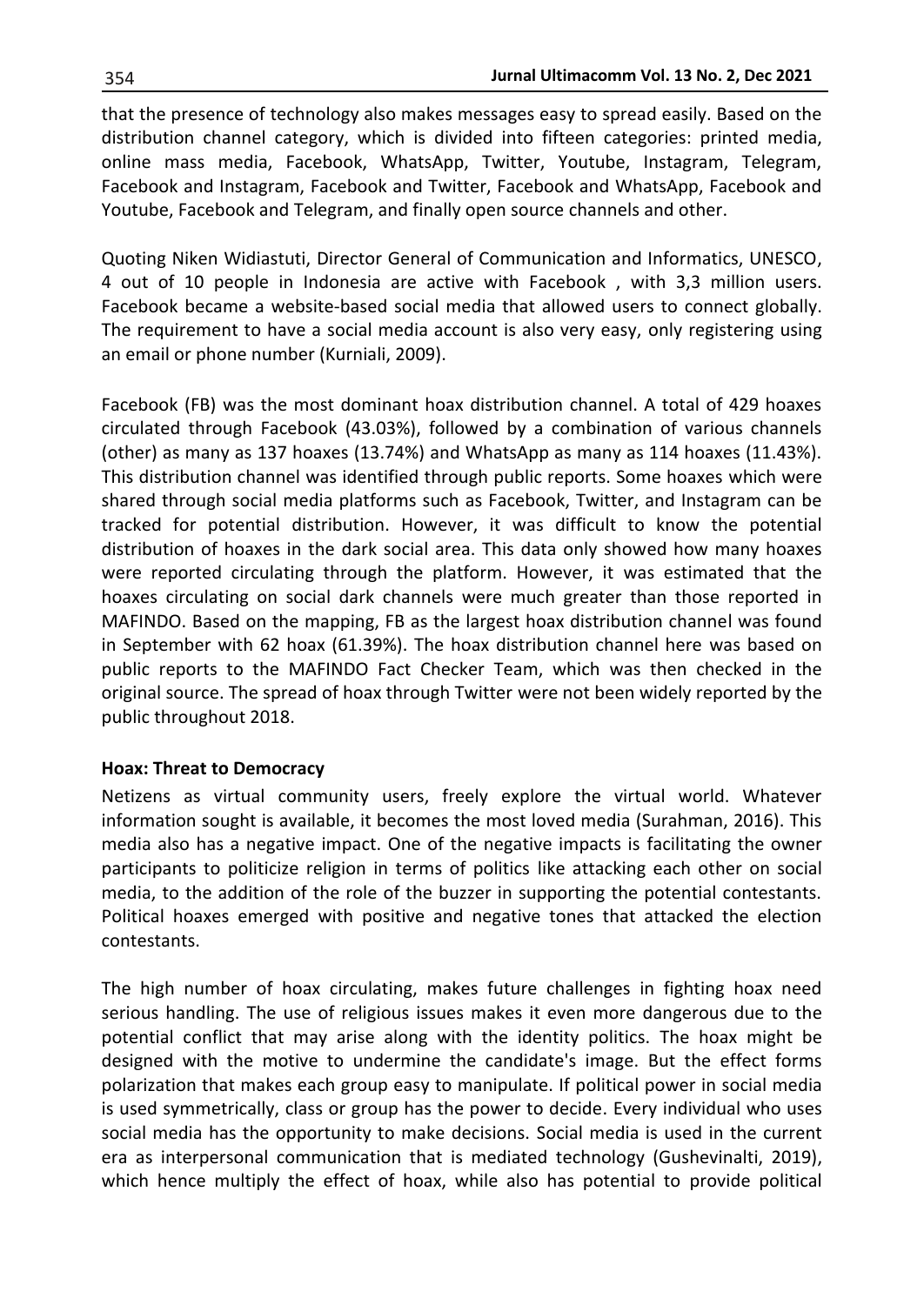that the presence of technology also makes messages easy to spread easily. Based on the distribution channel category, which is divided into fifteen categories: printed media, online mass media, Facebook, WhatsApp, Twitter, Youtube, Instagram, Telegram, Facebook and Instagram, Facebook and Twitter, Facebook and WhatsApp, Facebook and Youtube, Facebook and Telegram, and finally open source channels and other.

Quoting Niken Widiastuti, Director General of Communication and Informatics, UNESCO, 4 out of 10 people in Indonesia are active with Facebook , with 3,3 million users. Facebook became a website-based social media that allowed users to connect globally. The requirement to have a social media account is also very easy, only registering using an email or phone number (Kurniali, 2009).

Facebook (FB) was the most dominant hoax distribution channel. A total of 429 hoaxes circulated through Facebook (43.03%), followed by a combination of various channels (other) as many as 137 hoaxes (13.74%) and WhatsApp as many as 114 hoaxes (11.43%). This distribution channel was identified through public reports. Some hoaxes which were shared through social media platforms such as Facebook, Twitter, and Instagram can be tracked for potential distribution. However, it was difficult to know the potential distribution of hoaxes in the dark social area. This data only showed how many hoaxes were reported circulating through the platform. However, it was estimated that the hoaxes circulating on social dark channels were much greater than those reported in MAFINDO. Based on the mapping, FB as the largest hoax distribution channel was found in September with 62 hoax (61.39%). The hoax distribution channel here was based on public reports to the MAFINDO Fact Checker Team, which was then checked in the original source. The spread of hoax through Twitter were not been widely reported by the public throughout 2018.

### Hoax: Threat to Democracy

Netizens as virtual community users, freely explore the virtual world. Whatever information sought is available, it becomes the most loved media (Surahman, 2016). This media also has a negative impact. One of the negative impacts is facilitating the owner participants to politicize religion in terms of politics like attacking each other on social media, to the addition of the role of the buzzer in supporting the potential contestants. Political hoaxes emerged with positive and negative tones that attacked the election contestants.

The high number of hoax circulating, makes future challenges in fighting hoax need serious handling. The use of religious issues makes it even more dangerous due to the potential conflict that may arise along with the identity politics. The hoax might be designed with the motive to undermine the candidate's image. But the effect forms polarization that makes each group easy to manipulate. If political power in social media is used symmetrically, class or group has the power to decide. Every individual who uses social media has the opportunity to make decisions. Social media is used in the current era as interpersonal communication that is mediated technology (Gushevinalti, 2019), which hence multiply the effect of hoax, while also has potential to provide political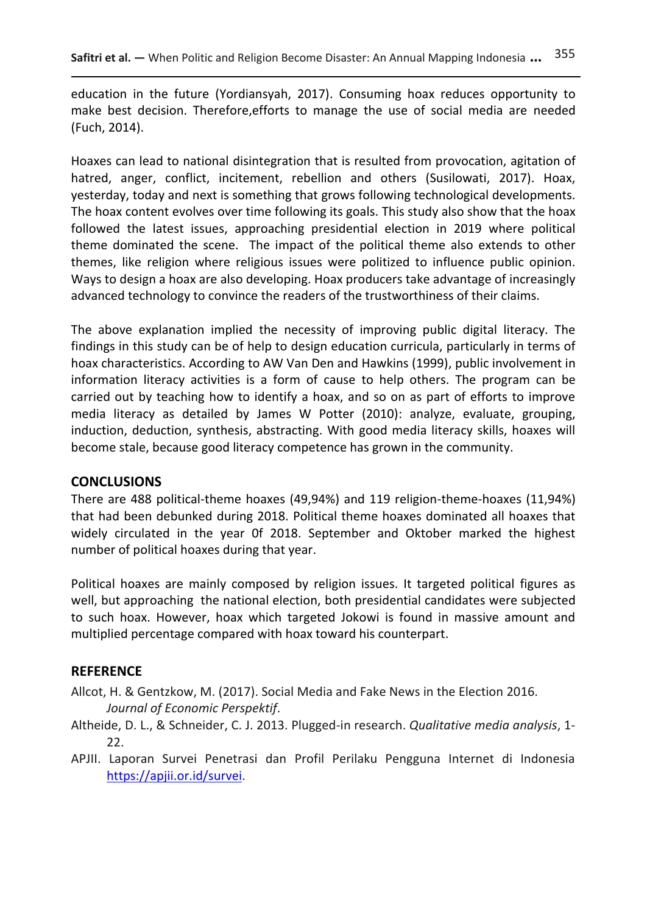education in the future (Yordiansyah, 2017). Consuming hoax reduces opportunity to make best decision. Therefore,efforts to manage the use of social media are needed (Fuch, 2014).

Hoaxes can lead to national disintegration that is resulted from provocation, agitation of hatred, anger, conflict, incitement, rebellion and others (Susilowati, 2017). Hoax, yesterday, today and next is something that grows following technological developments. The hoax content evolves over time following its goals. This study also show that the hoax followed the latest issues, approaching presidential election in 2019 where political theme dominated the scene. The impact of the political theme also extends to other themes, like religion where religious issues were politized to influence public opinion. Ways to design a hoax are also developing. Hoax producers take advantage of increasingly advanced technology to convince the readers of the trustworthiness of their claims.

The above explanation implied the necessity of improving public digital literacy. The findings in this study can be of help to design education curricula, particularly in terms of hoax characteristics. According to AW Van Den and Hawkins (1999), public involvement in information literacy activities is a form of cause to help others. The program can be carried out by teaching how to identify a hoax, and so on as part of efforts to improve media literacy as detailed by James W Potter (2010): analyze, evaluate, grouping, induction, deduction, synthesis, abstracting. With good media literacy skills, hoaxes will become stale, because good literacy competence has grown in the community.

## CONCLUSIONS

There are 488 political-theme hoaxes (49,94%) and 119 religion-theme-hoaxes (11,94%) that had been debunked during 2018. Political theme hoaxes dominated all hoaxes that widely circulated in the year 0f 2018. September and Oktober marked the highest number of political hoaxes during that year.

Political hoaxes are mainly composed by religion issues. It targeted political figures as well, but approaching the national election, both presidential candidates were subjected to such hoax. However, hoax which targeted Jokowi is found in massive amount and multiplied percentage compared with hoax toward his counterpart.

## REFERENCE

Allcot, H. & Gentzkow, M. (2017). Social Media and Fake News in the Election 2016. *Journal of Economic Perspektif*.

Altheide, D. L., & Schneider, C. J. 2013. Plugged-in research. *Qualitative media analysis*, 1-22.

APJII. Laporan Survei Penetrasi dan Profil Perilaku Pengguna Internet di Indonesia https://apjii.or.id/survei.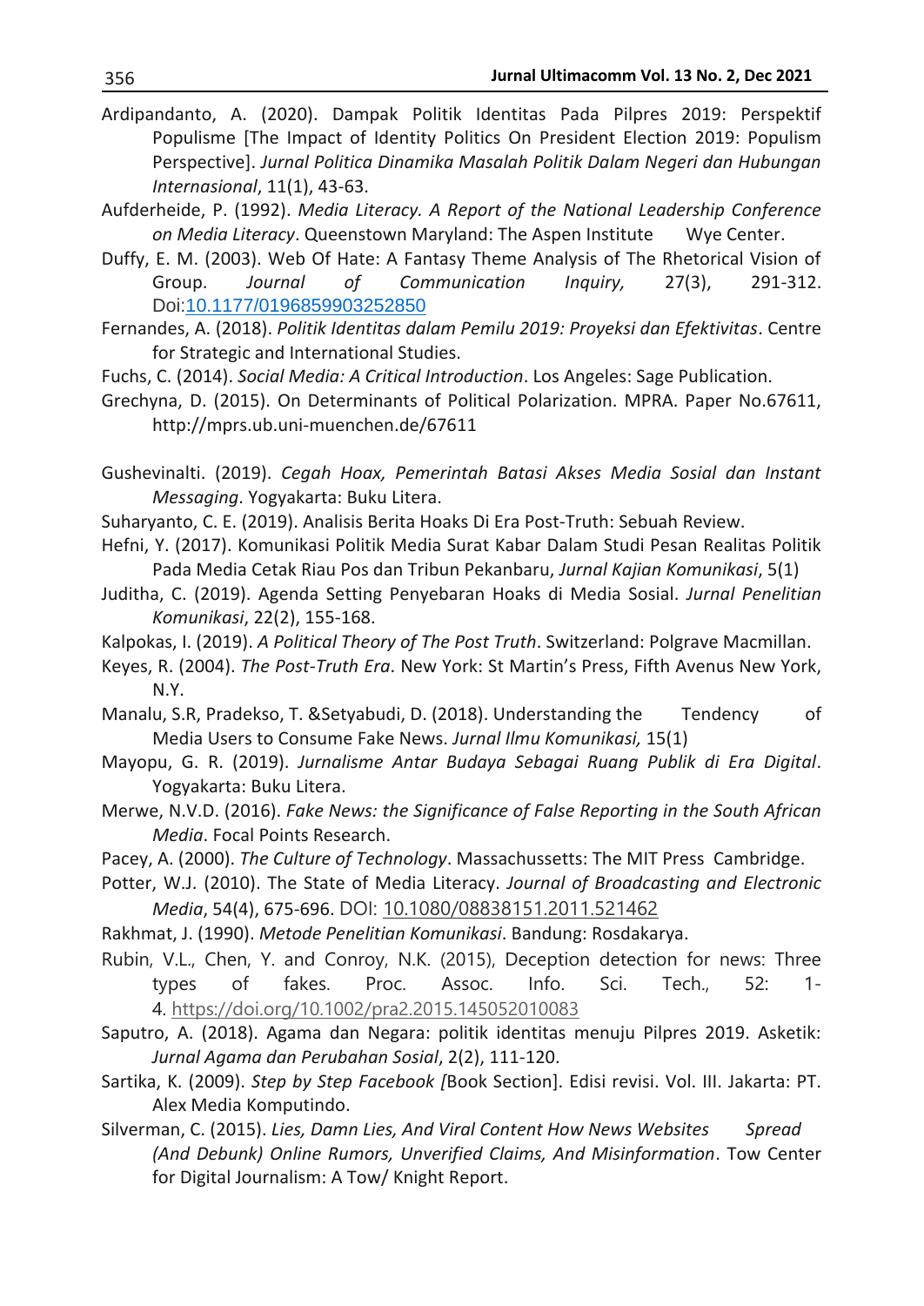Ardipandanto, A. (2020). Dampak Politik Identitas Pada Pilpres 2019: Perspektif Populisme [The Impact of Identity Politics On President Election 2019: Populism Perspective]. *Jurnal Politica Dinamika Masalah Politik Dalam Negeri dan Hubungan Internasional*, 11(1), 43-63.

Aufderheide, P. (1992). *Media Literacy. A Report of the National Leadership Conference on Media Literacy*. Queenstown Maryland: The Aspen Institute Wye Center.

Duffy, E. M. (2003). Web Of Hate: A Fantasy Theme Analysis of The Rhetorical Vision of Group. *Journal of Communication Inquiry,* 27(3), 291-312. Doi:10.1177/0196859903252850

Fernandes, A. (2018). *Politik Identitas dalam Pemilu 2019: Proyeksi dan Efektivitas*. Centre for Strategic and International Studies.

Fuchs, C. (2014). *Social Media: A Critical Introduction*. Los Angeles: Sage Publication.

Grechyna, D. (2015). On Determinants of Political Polarization. MPRA. Paper No.67611, http://mprs.ub.uni-muenchen.de/67611

Gushevinalti. (2019). *Cegah Hoax, Pemerintah Batasi Akses Media Sosial dan Instant Messaging*. Yogyakarta: Buku Litera.

Suharyanto, C. E. (2019). Analisis Berita Hoaks Di Era Post-Truth: Sebuah Review.

Hefni, Y. (2017). Komunikasi Politik Media Surat Kabar Dalam Studi Pesan Realitas Politik Pada Media Cetak Riau Pos dan Tribun Pekanbaru, *Jurnal Kajian Komunikasi*, 5(1)

Juditha, C. (2019). Agenda Setting Penyebaran Hoaks di Media Sosial. *Jurnal Penelitian Komunikasi*, 22(2), 155-168.

Kalpokas, I. (2019). *A Political Theory of The Post Truth*. Switzerland: Polgrave Macmillan.

Keyes, R. (2004). *The Post-Truth Era*. New York: St Martin's Press, Fifth Avenus New York, N.Y.

Manalu, S.R, Pradekso, T. &Setyabudi, D. (2018). Understanding the Tendency of Media Users to Consume Fake News. *Jurnal Ilmu Komunikasi,* 15(1)

Mayopu, G. R. (2019). *Jurnalisme Antar Budaya Sebagai Ruang Publik di Era Digital*. Yogyakarta: Buku Litera.

Merwe, N.V.D. (2016). *Fake News: the Significance of False Reporting in the South African Media*. Focal Points Research.

Pacey, A. (2000). *The Culture of Technology*. Massachussetts: The MIT Press Cambridge.

Potter, W.J. (2010). The State of Media Literacy. *Journal of Broadcasting and Electronic Media*, 54(4), 675-696. DOI: 10.1080/08838151.2011.521462

Rakhmat, J. (1990). *Metode Penelitian Komunikasi*. Bandung: Rosdakarya.

Rubin, V.L., Chen, Y. and Conroy, N.K. (2015), Deception detection for news: Three types of fakes. Proc. Assoc. Info. Sci. Tech., 52: 1-4. https://doi.org/10.1002/pra2.2015.145052010083

Saputro, A. (2018). Agama dan Negara: politik identitas menuju Pilpres 2019. Asketik: *Jurnal Agama dan Perubahan Sosial*, 2(2), 111-120.

Sartika, K. (2009). *Step by Step Facebook [*Book Section]. Edisi revisi. Vol. III. Jakarta: PT. Alex Media Komputindo.

Silverman, C. (2015). *Lies, Damn Lies, And Viral Content How News Websites Spread (And Debunk) Online Rumors, Unverified Claims, And Misinformation*. Tow Center for Digital Journalism: A Tow/ Knight Report.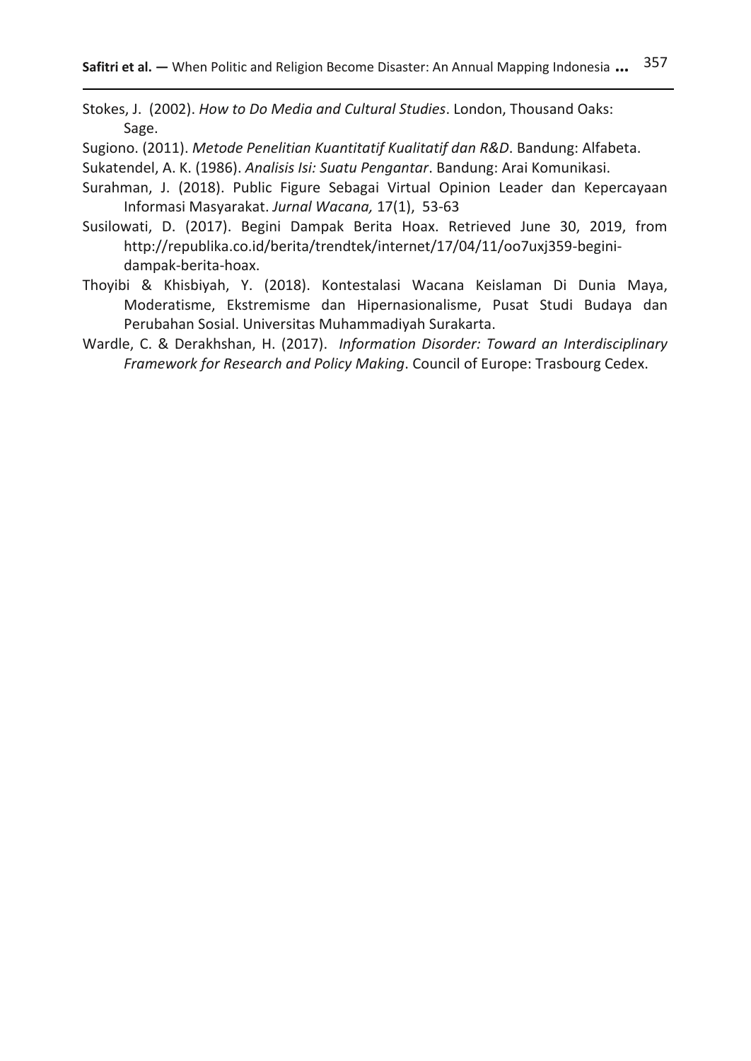Stokes, J. (2002). *How to Do Media and Cultural Studies*. London, Thousand Oaks: Sage.

Sugiono. (2011). *Metode Penelitian Kuantitatif Kualitatif dan R&D*. Bandung: Alfabeta.

Sukatendel, A. K. (1986). *Analisis Isi: Suatu Pengantar*. Bandung: Arai Komunikasi.

Surahman, J. (2018). Public Figure Sebagai Virtual Opinion Leader dan Kepercayaan Informasi Masyarakat. *Jurnal Wacana,* 17(1), 53-63

Susilowati, D. (2017). Begini Dampak Berita Hoax. Retrieved June 30, 2019, from http://republika.co.id/berita/trendtek/internet/17/04/11/oo7uxj359-begini-dampak-berita-hoax.

Thoyibi & Khisbiyah, Y. (2018). Kontestalasi Wacana Keislaman Di Dunia Maya, Moderatisme, Ekstremisme dan Hipernasionalisme, Pusat Studi Budaya dan Perubahan Sosial. Universitas Muhammadiyah Surakarta.

Wardle, C. & Derakhshan, H. (2017). *Information Disorder: Toward an Interdisciplinary Framework for Research and Policy Making*. Council of Europe: Trasbourg Cedex.